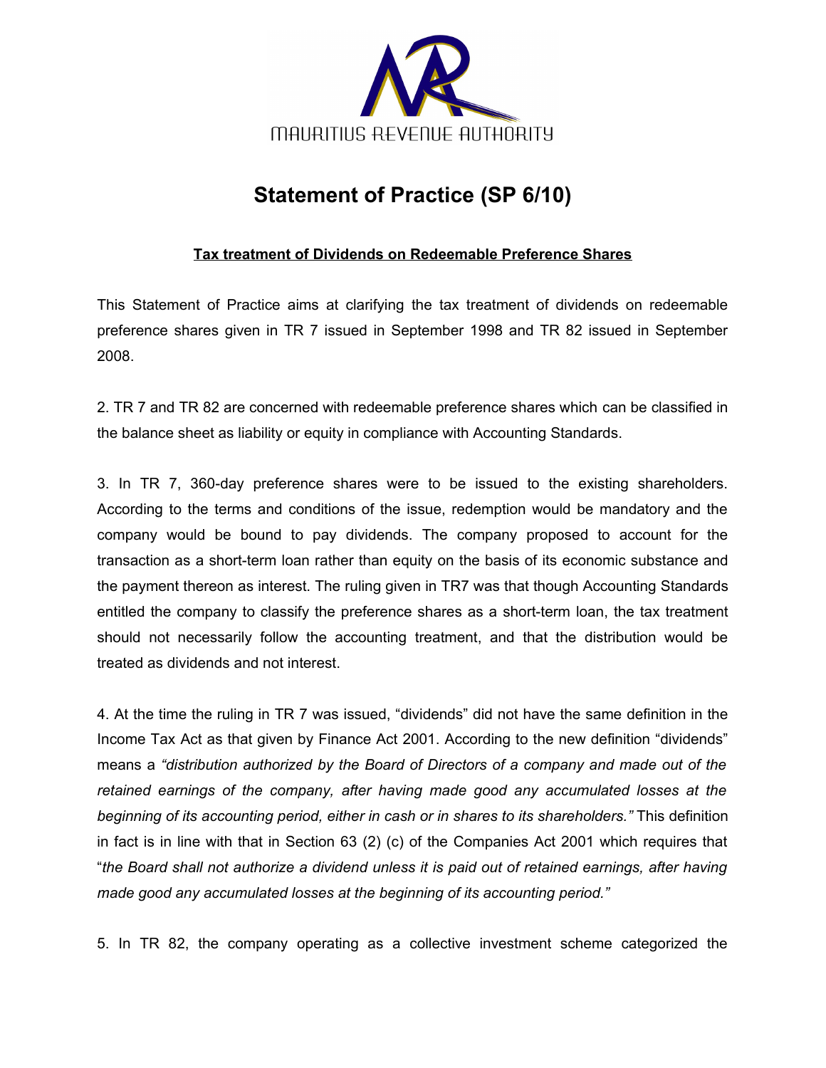MAURITIUS REVENUE AUTHORITY

# Statement of Practice (SP 6/10)

## Tax treatment of Dividends on Redeemable Preference Shares

This Statement of Practice aims at clarifying the tax treatment of dividends on redeemable preference shares given in TR 7 issued in September 1998 and TR 82 issued in September 2008.

2. TR 7 and TR 82 are concerned with redeemable preference shares which can be classified in the balance sheet as liability or equity in compliance with Accounting Standards.

3. In TR 7, 360-day preference shares were to be issued to the existing shareholders. According to the terms and conditions of the issue, redemption would be mandatory and the company would be bound to pay dividends. The company proposed to account for the transaction as a short-term loan rather than equity on the basis of its economic substance and the payment thereon as interest. The ruling given in TR7 was that though Accounting Standards entitled the company to classify the preference shares as a short-term loan, the tax treatment should not necessarily follow the accounting treatment, and that the distribution would be treated as dividends and not interest.

4. At the time the ruling in TR 7 was issued, "dividends" did not have the same definition in the Income Tax Act as that given by Finance Act 2001. According to the new definition "dividends" means a *"distribution authorized by the Board of Directors of a company and made out of the retained earnings of the company, after having made good any accumulated losses at the beginning of its accounting period, either in cash or in shares to its shareholders."* This definition in fact is in line with that in Section 63 (2) (c) of the Companies Act 2001 which requires that "*the Board shall not authorize a dividend unless it is paid out of retained earnings, after having made good any accumulated losses at the beginning of its accounting period."*

5. In TR 82, the company operating as a collective investment scheme categorized the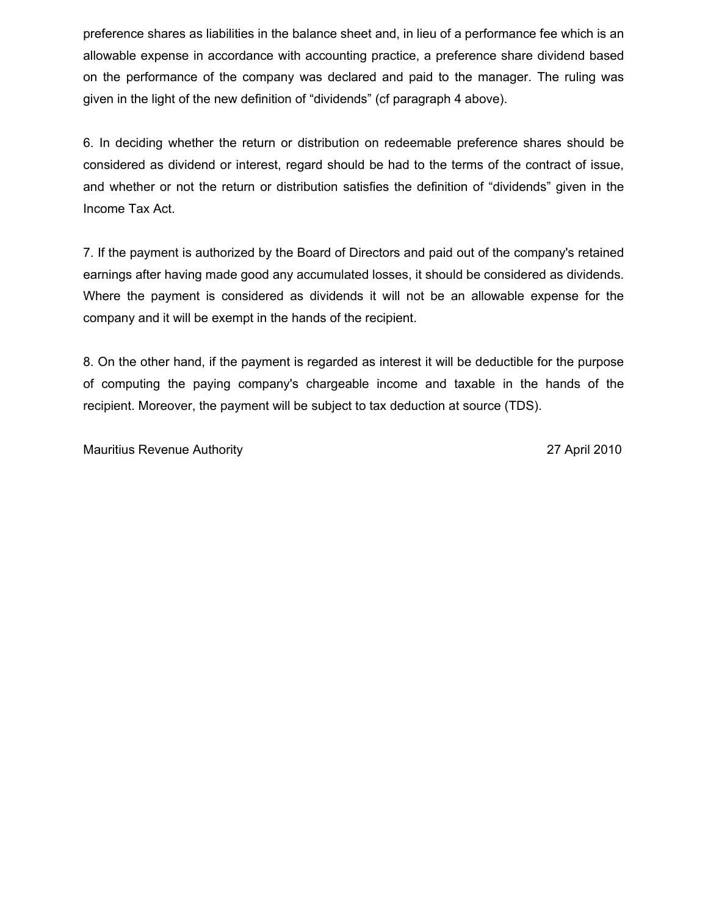preference shares as liabilities in the balance sheet and, in lieu of a performance fee which is an allowable expense in accordance with accounting practice, a preference share dividend based on the performance of the company was declared and paid to the manager. The ruling was given in the light of the new definition of "dividends" (cf paragraph 4 above).

6. In deciding whether the return or distribution on redeemable preference shares should be considered as dividend or interest, regard should be had to the terms of the contract of issue, and whether or not the return or distribution satisfies the definition of "dividends" given in the Income Tax Act.

7. If the payment is authorized by the Board of Directors and paid out of the company's retained earnings after having made good any accumulated losses, it should be considered as dividends. Where the payment is considered as dividends it will not be an allowable expense for the company and it will be exempt in the hands of the recipient.

8. On the other hand, if the payment is regarded as interest it will be deductible for the purpose of computing the paying company's chargeable income and taxable in the hands of the recipient. Moreover, the payment will be subject to tax deduction at source (TDS).

Mauritius Revenue Authority    27 April 2010